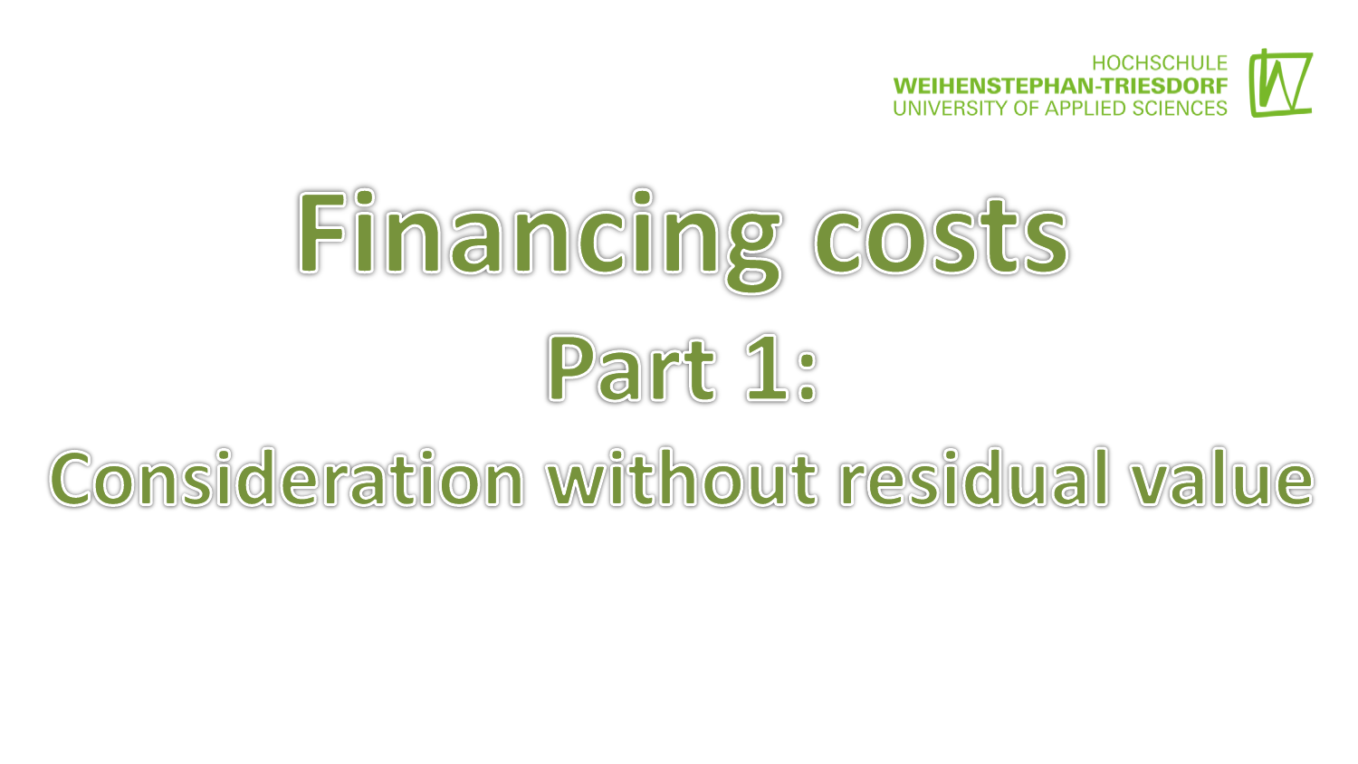# Financing costs

## Part 1:

## Consideration without residual value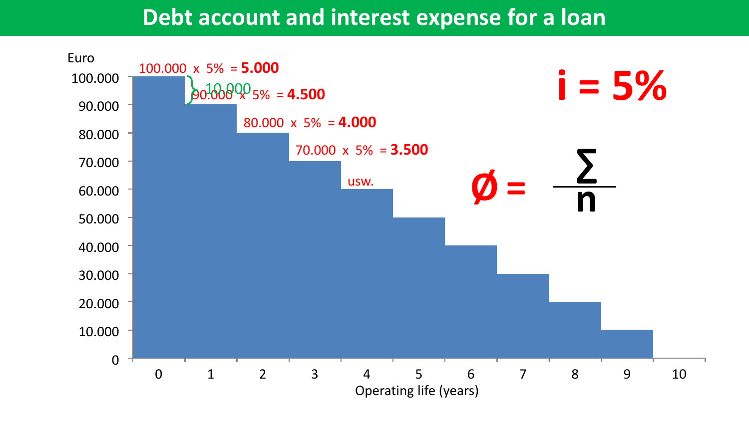# Debt account and interest expense for a loan

Euro

100.000 x 5% = **5.000**

10.000

90.000 x 5% = **4.500**

80.000 x 5% = **4.000**

70.000 x 5% = **3.500**

usw.

**i = 5%**

$$\varnothing = \frac{\sum}{n}$$

Operating life (years)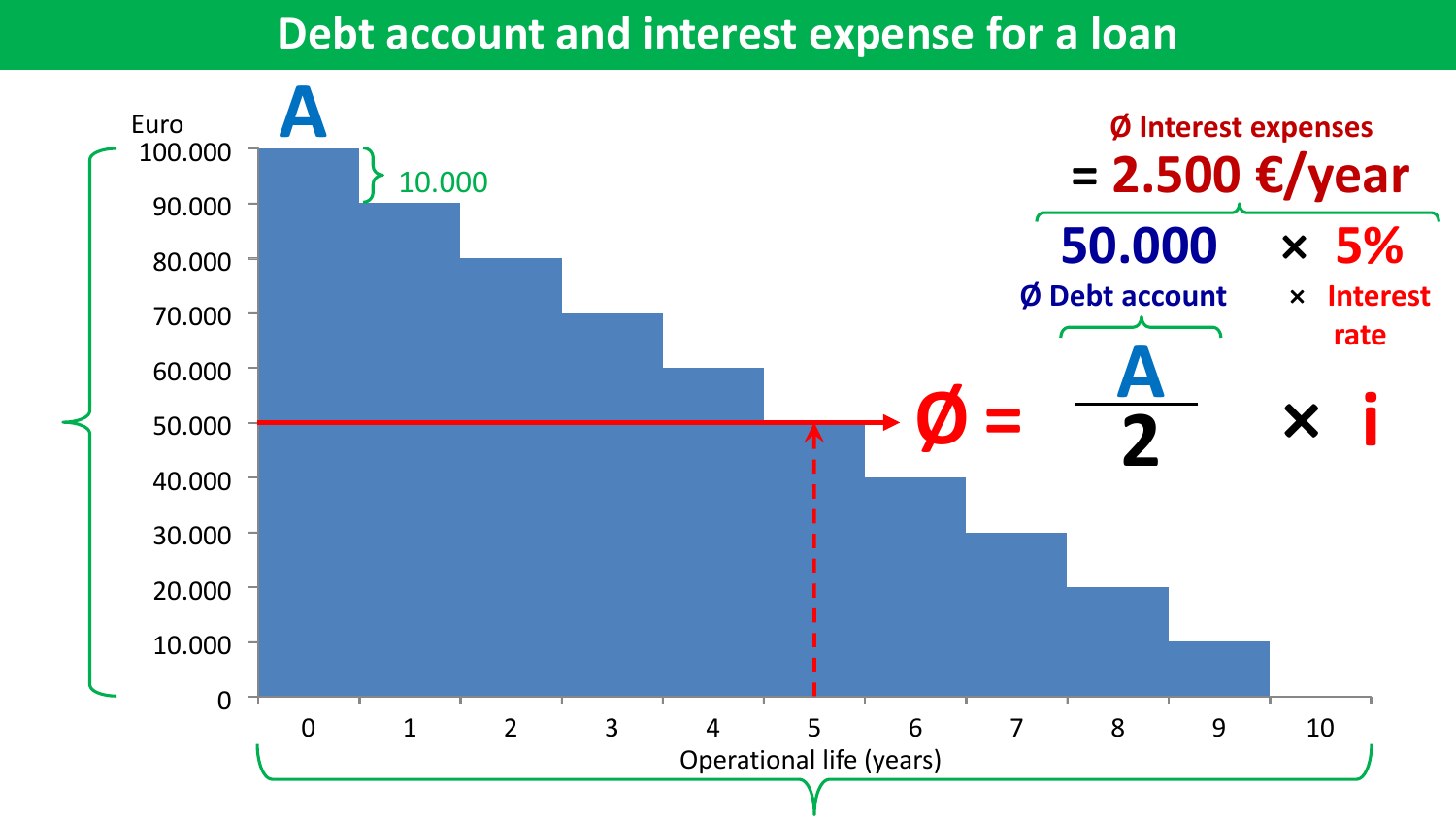# Debt account and interest expense for a loan

Ø Interest expenses = 2.500 €/year

$$50.000 \times 5\%$$

Ø Debt account × Interest rate

$$Ø = \frac{A}{2} \times i$$

| Operational life (years) | Debt account (Euro) |
|---|---|
| 0 | 100.000 |
| 1 | 90.000 |
| 2 | 80.000 |
| 3 | 70.000 |
| 4 | 60.000 |
| 5 | 50.000 |
| 6 | 40.000 |
| 7 | 30.000 |
| 8 | 20.000 |
| 9 | 10.000 |
| 10 | 0 |

Annual repayment: 10.000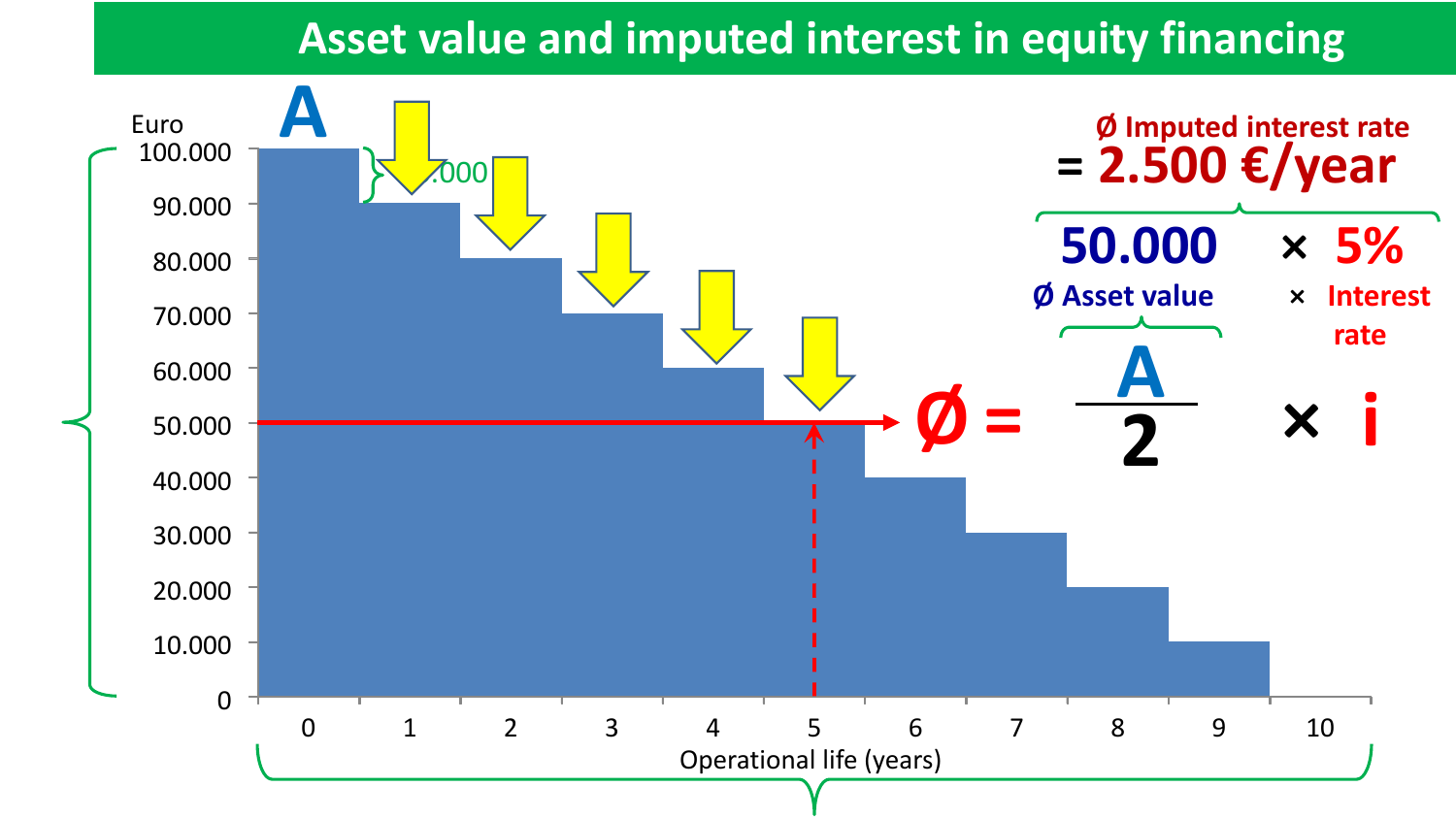# Asset value and imputed interest in equity financing

Euro

| Operational life (years) | Asset value (Euro) |
|---|---|
| 0 | 100.000 |
| 1 | 90.000 |
| 2 | 80.000 |
| 3 | 70.000 |
| 4 | 60.000 |
| 5 | 50.000 |
| 6 | 40.000 |
| 7 | 30.000 |
| 8 | 20.000 |
| 9 | 10.000 |
| 10 | 0 |

A

.000

Operational life (years)

Ø Imputed interest rate = **2.500 €/year**

**50.000** × **5%**

Ø Asset value × Interest rate

$$Ø = \frac{A}{2} \times i$$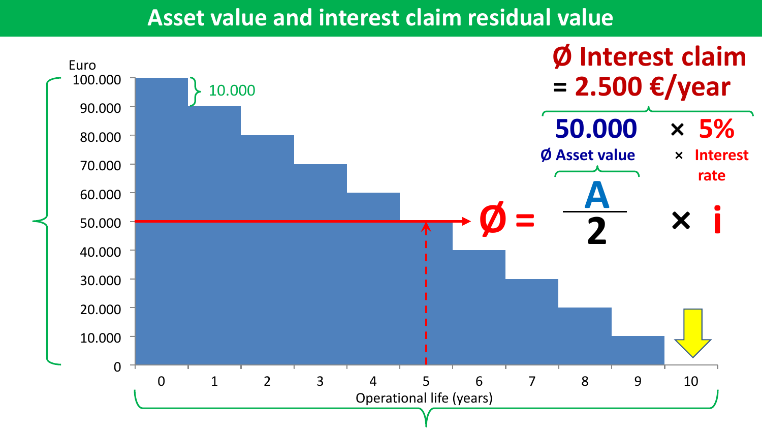# Asset value and interest claim residual value

Euro

100.000
90.000
80.000
70.000
60.000
50.000
40.000
30.000
20.000
10.000
0

10.000

0 1 2 3 4 5 6 7 8 9 10

Operational life (years)

**Ø Interest claim = 2.500 €/year**

**50.000** × **5%**

**Ø Asset value** × **Interest rate**

$$Ø = \frac{A}{2} \times i$$